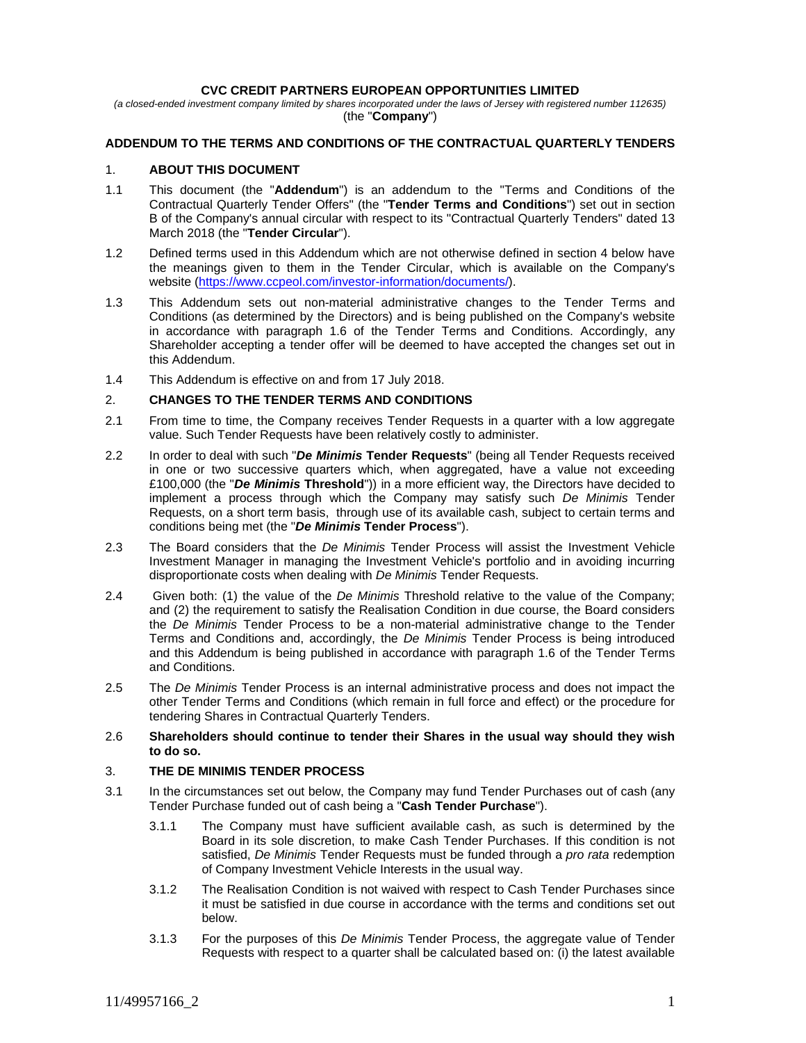**CVC CREDIT PARTNERS EUROPEAN OPPORTUNITIES LIMITED**

*(a closed-ended investment company limited by shares incorporated under the laws of Jersey with registered number 112635)*

(the "**Company**")

**ADDENDUM TO THE TERMS AND CONDITIONS OF THE CONTRACTUAL QUARTERLY TENDERS**

1. **ABOUT THIS DOCUMENT**

1.1 This document (the "**Addendum**") is an addendum to the "Terms and Conditions of the Contractual Quarterly Tender Offers" (the "**Tender Terms and Conditions**") set out in section B of the Company's annual circular with respect to its "Contractual Quarterly Tenders" dated 13 March 2018 (the "**Tender Circular**").

1.2 Defined terms used in this Addendum which are not otherwise defined in section 4 below have the meanings given to them in the Tender Circular, which is available on the Company's website (https://www.ccpeol.com/investor-information/documents/).

1.3 This Addendum sets out non-material administrative changes to the Tender Terms and Conditions (as determined by the Directors) and is being published on the Company's website in accordance with paragraph 1.6 of the Tender Terms and Conditions. Accordingly, any Shareholder accepting a tender offer will be deemed to have accepted the changes set out in this Addendum.

1.4 This Addendum is effective on and from 17 July 2018.

2. **CHANGES TO THE TENDER TERMS AND CONDITIONS**

2.1 From time to time, the Company receives Tender Requests in a quarter with a low aggregate value. Such Tender Requests have been relatively costly to administer.

2.2 In order to deal with such "***De Minimis* Tender Requests**" (being all Tender Requests received in one or two successive quarters which, when aggregated, have a value not exceeding £100,000 (the "***De Minimis* Threshold**")) in a more efficient way, the Directors have decided to implement a process through which the Company may satisfy such *De Minimis* Tender Requests, on a short term basis, through use of its available cash, subject to certain terms and conditions being met (the "***De Minimis* Tender Process**").

2.3 The Board considers that the *De Minimis* Tender Process will assist the Investment Vehicle Investment Manager in managing the Investment Vehicle's portfolio and in avoiding incurring disproportionate costs when dealing with *De Minimis* Tender Requests.

2.4 Given both: (1) the value of the *De Minimis* Threshold relative to the value of the Company; and (2) the requirement to satisfy the Realisation Condition in due course, the Board considers the *De Minimis* Tender Process to be a non-material administrative change to the Tender Terms and Conditions and, accordingly, the *De Minimis* Tender Process is being introduced and this Addendum is being published in accordance with paragraph 1.6 of the Tender Terms and Conditions.

2.5 The *De Minimis* Tender Process is an internal administrative process and does not impact the other Tender Terms and Conditions (which remain in full force and effect) or the procedure for tendering Shares in Contractual Quarterly Tenders.

2.6 **Shareholders should continue to tender their Shares in the usual way should they wish to do so.**

3. **THE DE MINIMIS TENDER PROCESS**

3.1 In the circumstances set out below, the Company may fund Tender Purchases out of cash (any Tender Purchase funded out of cash being a "**Cash Tender Purchase**").

3.1.1 The Company must have sufficient available cash, as such is determined by the Board in its sole discretion, to make Cash Tender Purchases. If this condition is not satisfied, *De Minimis* Tender Requests must be funded through a *pro rata* redemption of Company Investment Vehicle Interests in the usual way.

3.1.2 The Realisation Condition is not waived with respect to Cash Tender Purchases since it must be satisfied in due course in accordance with the terms and conditions set out below.

3.1.3 For the purposes of this *De Minimis* Tender Process, the aggregate value of Tender Requests with respect to a quarter shall be calculated based on: (i) the latest available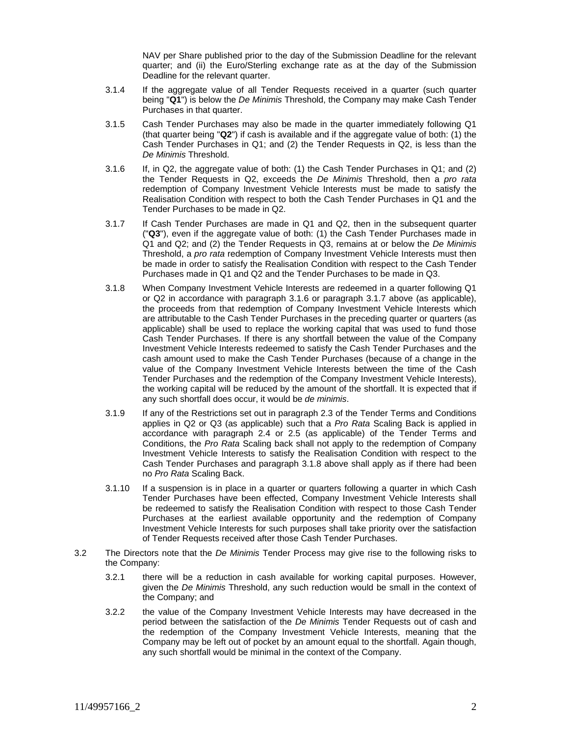NAV per Share published prior to the day of the Submission Deadline for the relevant quarter; and (ii) the Euro/Sterling exchange rate as at the day of the Submission Deadline for the relevant quarter.

3.1.4 If the aggregate value of all Tender Requests received in a quarter (such quarter being "**Q1**") is below the *De Minimis* Threshold, the Company may make Cash Tender Purchases in that quarter.

3.1.5 Cash Tender Purchases may also be made in the quarter immediately following Q1 (that quarter being "**Q2**") if cash is available and if the aggregate value of both: (1) the Cash Tender Purchases in Q1; and (2) the Tender Requests in Q2, is less than the *De Minimis* Threshold.

3.1.6 If, in Q2, the aggregate value of both: (1) the Cash Tender Purchases in Q1; and (2) the Tender Requests in Q2, exceeds the *De Minimis* Threshold, then a *pro rata* redemption of Company Investment Vehicle Interests must be made to satisfy the Realisation Condition with respect to both the Cash Tender Purchases in Q1 and the Tender Purchases to be made in Q2.

3.1.7 If Cash Tender Purchases are made in Q1 and Q2, then in the subsequent quarter ("**Q3**"), even if the aggregate value of both: (1) the Cash Tender Purchases made in Q1 and Q2; and (2) the Tender Requests in Q3, remains at or below the *De Minimis* Threshold, a *pro rata* redemption of Company Investment Vehicle Interests must then be made in order to satisfy the Realisation Condition with respect to the Cash Tender Purchases made in Q1 and Q2 and the Tender Purchases to be made in Q3.

3.1.8 When Company Investment Vehicle Interests are redeemed in a quarter following Q1 or Q2 in accordance with paragraph 3.1.6 or paragraph 3.1.7 above (as applicable), the proceeds from that redemption of Company Investment Vehicle Interests which are attributable to the Cash Tender Purchases in the preceding quarter or quarters (as applicable) shall be used to replace the working capital that was used to fund those Cash Tender Purchases. If there is any shortfall between the value of the Company Investment Vehicle Interests redeemed to satisfy the Cash Tender Purchases and the cash amount used to make the Cash Tender Purchases (because of a change in the value of the Company Investment Vehicle Interests between the time of the Cash Tender Purchases and the redemption of the Company Investment Vehicle Interests), the working capital will be reduced by the amount of the shortfall. It is expected that if any such shortfall does occur, it would be *de minimis*.

3.1.9 If any of the Restrictions set out in paragraph 2.3 of the Tender Terms and Conditions applies in Q2 or Q3 (as applicable) such that a *Pro Rata* Scaling Back is applied in accordance with paragraph 2.4 or 2.5 (as applicable) of the Tender Terms and Conditions, the *Pro Rata* Scaling back shall not apply to the redemption of Company Investment Vehicle Interests to satisfy the Realisation Condition with respect to the Cash Tender Purchases and paragraph 3.1.8 above shall apply as if there had been no *Pro Rata* Scaling Back.

3.1.10 If a suspension is in place in a quarter or quarters following a quarter in which Cash Tender Purchases have been effected, Company Investment Vehicle Interests shall be redeemed to satisfy the Realisation Condition with respect to those Cash Tender Purchases at the earliest available opportunity and the redemption of Company Investment Vehicle Interests for such purposes shall take priority over the satisfaction of Tender Requests received after those Cash Tender Purchases.

3.2 The Directors note that the *De Minimis* Tender Process may give rise to the following risks to the Company:

3.2.1 there will be a reduction in cash available for working capital purposes. However, given the *De Minimis* Threshold, any such reduction would be small in the context of the Company; and

3.2.2 the value of the Company Investment Vehicle Interests may have decreased in the period between the satisfaction of the *De Minimis* Tender Requests out of cash and the redemption of the Company Investment Vehicle Interests, meaning that the Company may be left out of pocket by an amount equal to the shortfall. Again though, any such shortfall would be minimal in the context of the Company.

11/49957166_2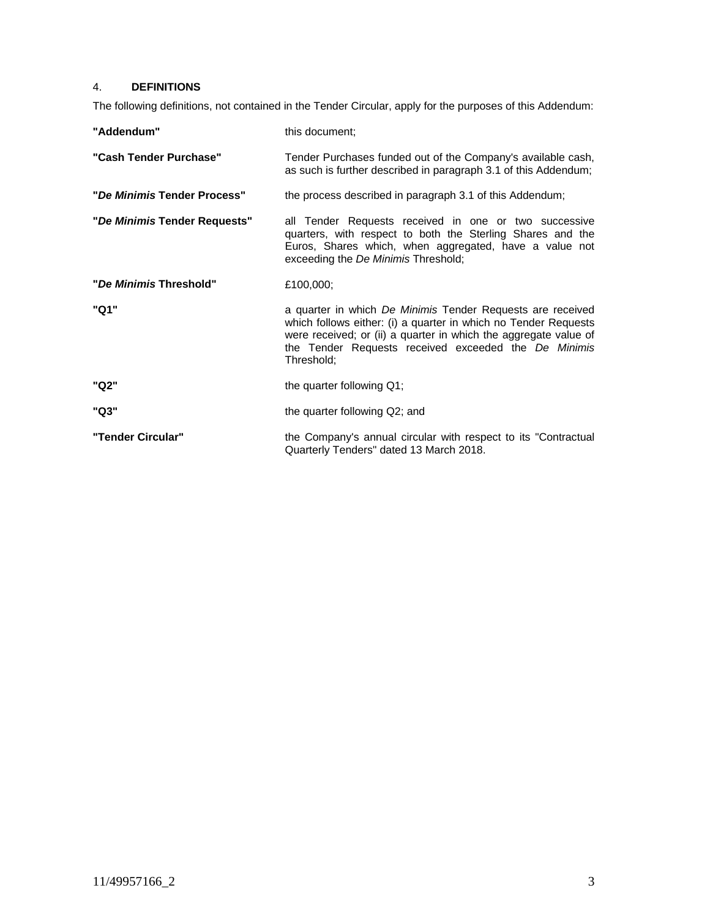## 4. DEFINITIONS

The following definitions, not contained in the Tender Circular, apply for the purposes of this Addendum:

| | |
|---|---|
| **"Addendum"** | this document; |
| **"Cash Tender Purchase"** | Tender Purchases funded out of the Company's available cash, as such is further described in paragraph 3.1 of this Addendum; |
| **"*De Minimis* Tender Process"** | the process described in paragraph 3.1 of this Addendum; |
| **"*De Minimis* Tender Requests"** | all Tender Requests received in one or two successive quarters, with respect to both the Sterling Shares and the Euros, Shares which, when aggregated, have a value not exceeding the *De Minimis* Threshold; |
| **"*De Minimis* Threshold"** | £100,000; |
| **"Q1"** | a quarter in which *De Minimis* Tender Requests are received which follows either: (i) a quarter in which no Tender Requests were received; or (ii) a quarter in which the aggregate value of the Tender Requests received exceeded the *De Minimis* Threshold; |
| **"Q2"** | the quarter following Q1; |
| **"Q3"** | the quarter following Q2; and |
| **"Tender Circular"** | the Company's annual circular with respect to its "Contractual Quarterly Tenders" dated 13 March 2018. |

11/49957166_2